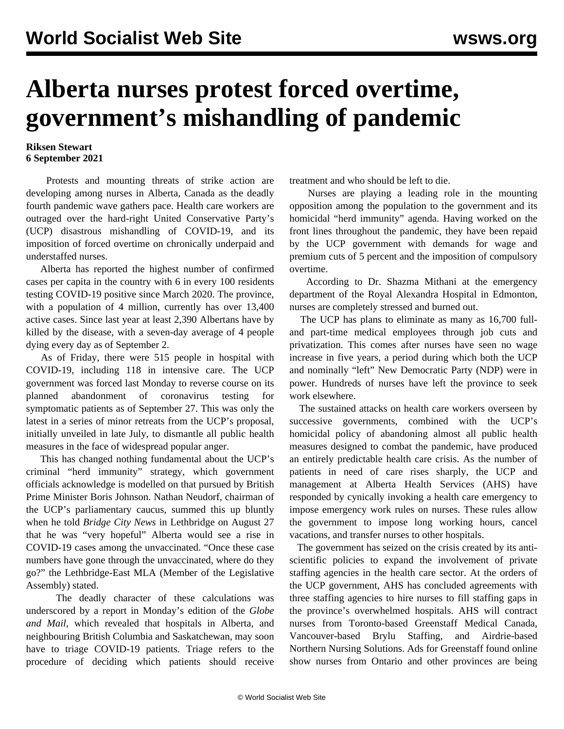# Alberta nurses protest forced overtime, government's mishandling of pandemic

**Riksen Stewart**
**6 September 2021**

Protests and mounting threats of strike action are developing among nurses in Alberta, Canada as the deadly fourth pandemic wave gathers pace. Health care workers are outraged over the hard-right United Conservative Party's (UCP) disastrous mishandling of COVID-19, and its imposition of forced overtime on chronically underpaid and understaffed nurses.

Alberta has reported the highest number of confirmed cases per capita in the country with 6 in every 100 residents testing COVID-19 positive since March 2020. The province, with a population of 4 million, currently has over 13,400 active cases. Since last year at least 2,390 Albertans have by killed by the disease, with a seven-day average of 4 people dying every day as of September 2.

As of Friday, there were 515 people in hospital with COVID-19, including 118 in intensive care. The UCP government was forced last Monday to reverse course on its planned abandonment of coronavirus testing for symptomatic patients as of September 27. This was only the latest in a series of minor retreats from the UCP's proposal, initially unveiled in late July, to dismantle all public health measures in the face of widespread popular anger.

This has changed nothing fundamental about the UCP's criminal "herd immunity" strategy, which government officials acknowledge is modelled on that pursued by British Prime Minister Boris Johnson. Nathan Neudorf, chairman of the UCP's parliamentary caucus, summed this up bluntly when he told *Bridge City News* in Lethbridge on August 27 that he was "very hopeful" Alberta would see a rise in COVID-19 cases among the unvaccinated. "Once these case numbers have gone through the unvaccinated, where do they go?" the Lethbridge-East MLA (Member of the Legislative Assembly) stated.

The deadly character of these calculations was underscored by a report in Monday's edition of the *Globe and Mail*, which revealed that hospitals in Alberta, and neighbouring British Columbia and Saskatchewan, may soon have to triage COVID-19 patients. Triage refers to the procedure of deciding which patients should receive treatment and who should be left to die.

Nurses are playing a leading role in the mounting opposition among the population to the government and its homicidal "herd immunity" agenda. Having worked on the front lines throughout the pandemic, they have been repaid by the UCP government with demands for wage and premium cuts of 5 percent and the imposition of compulsory overtime.

According to Dr. Shazma Mithani at the emergency department of the Royal Alexandra Hospital in Edmonton, nurses are completely stressed and burned out.

The UCP has plans to eliminate as many as 16,700 full- and part-time medical employees through job cuts and privatization. This comes after nurses have seen no wage increase in five years, a period during which both the UCP and nominally "left" New Democratic Party (NDP) were in power. Hundreds of nurses have left the province to seek work elsewhere.

The sustained attacks on health care workers overseen by successive governments, combined with the UCP's homicidal policy of abandoning almost all public health measures designed to combat the pandemic, have produced an entirely predictable health care crisis. As the number of patients in need of care rises sharply, the UCP and management at Alberta Health Services (AHS) have responded by cynically invoking a health care emergency to impose emergency work rules on nurses. These rules allow the government to impose long working hours, cancel vacations, and transfer nurses to other hospitals.

The government has seized on the crisis created by its anti-scientific policies to expand the involvement of private staffing agencies in the health care sector. At the orders of the UCP government, AHS has concluded agreements with three staffing agencies to hire nurses to fill staffing gaps in the province's overwhelmed hospitals. AHS will contract nurses from Toronto-based Greenstaff Medical Canada, Vancouver-based Brylu Staffing, and Airdrie-based Northern Nursing Solutions. Ads for Greenstaff found online show nurses from Ontario and other provinces are being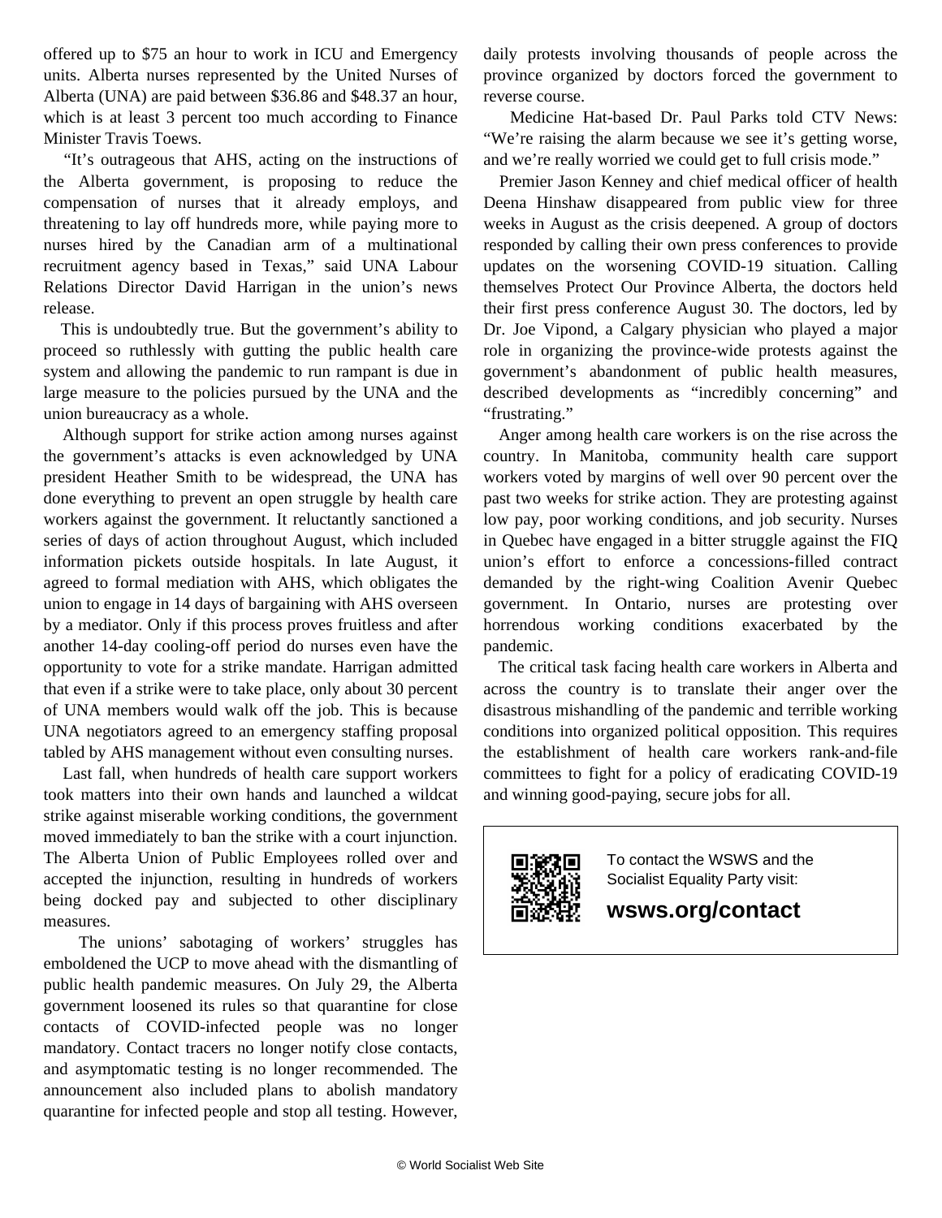offered up to $75 an hour to work in ICU and Emergency units. Alberta nurses represented by the United Nurses of Alberta (UNA) are paid between $36.86 and $48.37 an hour, which is at least 3 percent too much according to Finance Minister Travis Toews.

"It's outrageous that AHS, acting on the instructions of the Alberta government, is proposing to reduce the compensation of nurses that it already employs, and threatening to lay off hundreds more, while paying more to nurses hired by the Canadian arm of a multinational recruitment agency based in Texas," said UNA Labour Relations Director David Harrigan in the union's news release.

This is undoubtedly true. But the government's ability to proceed so ruthlessly with gutting the public health care system and allowing the pandemic to run rampant is due in large measure to the policies pursued by the UNA and the union bureaucracy as a whole.

Although support for strike action among nurses against the government's attacks is even acknowledged by UNA president Heather Smith to be widespread, the UNA has done everything to prevent an open struggle by health care workers against the government. It reluctantly sanctioned a series of days of action throughout August, which included information pickets outside hospitals. In late August, it agreed to formal mediation with AHS, which obligates the union to engage in 14 days of bargaining with AHS overseen by a mediator. Only if this process proves fruitless and after another 14-day cooling-off period do nurses even have the opportunity to vote for a strike mandate. Harrigan admitted that even if a strike were to take place, only about 30 percent of UNA members would walk off the job. This is because UNA negotiators agreed to an emergency staffing proposal tabled by AHS management without even consulting nurses.

Last fall, when hundreds of health care support workers took matters into their own hands and launched a wildcat strike against miserable working conditions, the government moved immediately to ban the strike with a court injunction. The Alberta Union of Public Employees rolled over and accepted the injunction, resulting in hundreds of workers being docked pay and subjected to other disciplinary measures.

The unions' sabotaging of workers' struggles has emboldened the UCP to move ahead with the dismantling of public health pandemic measures. On July 29, the Alberta government loosened its rules so that quarantine for close contacts of COVID-infected people was no longer mandatory. Contact tracers no longer notify close contacts, and asymptomatic testing is no longer recommended. The announcement also included plans to abolish mandatory quarantine for infected people and stop all testing. However, daily protests involving thousands of people across the province organized by doctors forced the government to reverse course.

Medicine Hat-based Dr. Paul Parks told CTV News: "We're raising the alarm because we see it's getting worse, and we're really worried we could get to full crisis mode."

Premier Jason Kenney and chief medical officer of health Deena Hinshaw disappeared from public view for three weeks in August as the crisis deepened. A group of doctors responded by calling their own press conferences to provide updates on the worsening COVID-19 situation. Calling themselves Protect Our Province Alberta, the doctors held their first press conference August 30. The doctors, led by Dr. Joe Vipond, a Calgary physician who played a major role in organizing the province-wide protests against the government's abandonment of public health measures, described developments as "incredibly concerning" and "frustrating."

Anger among health care workers is on the rise across the country. In Manitoba, community health care support workers voted by margins of well over 90 percent over the past two weeks for strike action. They are protesting against low pay, poor working conditions, and job security. Nurses in Quebec have engaged in a bitter struggle against the FIQ union's effort to enforce a concessions-filled contract demanded by the right-wing Coalition Avenir Quebec government. In Ontario, nurses are protesting over horrendous working conditions exacerbated by the pandemic.

The critical task facing health care workers in Alberta and across the country is to translate their anger over the disastrous mishandling of the pandemic and terrible working conditions into organized political opposition. This requires the establishment of health care workers rank-and-file committees to fight for a policy of eradicating COVID-19 and winning good-paying, secure jobs for all.

To contact the WSWS and the Socialist Equality Party visit:

**wsws.org/contact**